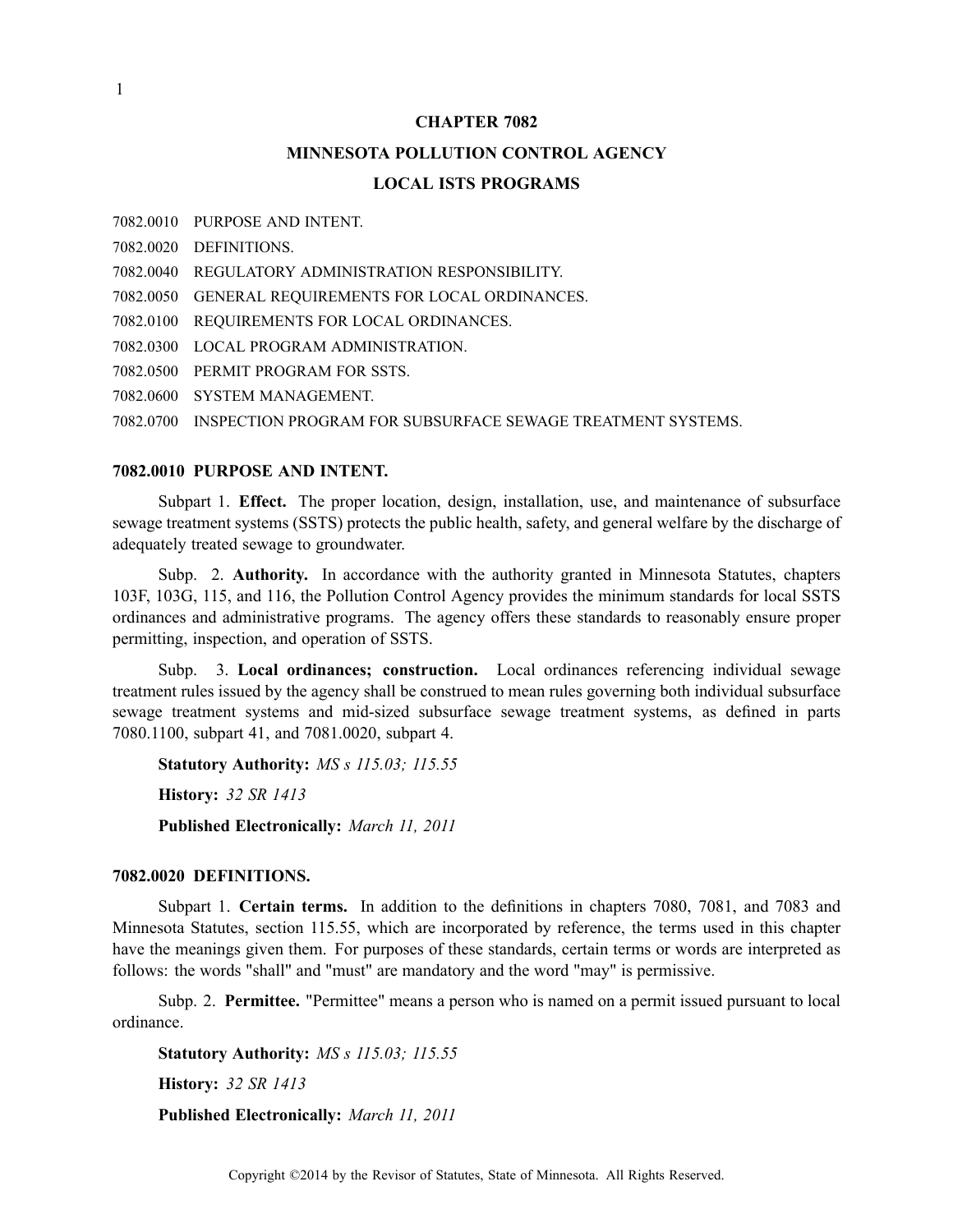# CHAPTER 7082

# MINNESOTA POLLUTION CONTROL AGENCY

# LOCAL ISTS PROGRAMS

7082.0010 PURPOSE AND INTENT.

7082.0020 DEFINITIONS.

7082.0040 REGULATORY ADMINISTRATION RESPONSIBILITY.

7082.0050 GENERAL REQUIREMENTS FOR LOCAL ORDINANCES.

7082.0100 REQUIREMENTS FOR LOCAL ORDINANCES.

7082.0300 LOCAL PROGRAM ADMINISTRATION.

7082.0500 PERMIT PROGRAM FOR SSTS.

7082.0600 SYSTEM MANAGEMENT.

7082.0700 INSPECTION PROGRAM FOR SUBSURFACE SEWAGE TREATMENT SYSTEMS.

## 7082.0010 PURPOSE AND INTENT.

Subpart 1. **Effect.** The proper location, design, installation, use, and maintenance of subsurface sewage treatment systems (SSTS) protects the public health, safety, and general welfare by the discharge of adequately treated sewage to groundwater.

Subp. 2. **Authority.** In accordance with the authority granted in Minnesota Statutes, chapters 103F, 103G, 115, and 116, the Pollution Control Agency provides the minimum standards for local SSTS ordinances and administrative programs. The agency offers these standards to reasonably ensure proper permitting, inspection, and operation of SSTS.

Subp. 3. **Local ordinances; construction.** Local ordinances referencing individual sewage treatment rules issued by the agency shall be construed to mean rules governing both individual subsurface sewage treatment systems and mid-sized subsurface sewage treatment systems, as defined in parts 7080.1100, subpart 41, and 7081.0020, subpart 4.

**Statutory Authority:** *MS s 115.03; 115.55*

**History:** *32 SR 1413*

**Published Electronically:** *March 11, 2011*

## 7082.0020 DEFINITIONS.

Subpart 1. **Certain terms.** In addition to the definitions in chapters 7080, 7081, and 7083 and Minnesota Statutes, section 115.55, which are incorporated by reference, the terms used in this chapter have the meanings given them. For purposes of these standards, certain terms or words are interpreted as follows: the words "shall" and "must" are mandatory and the word "may" is permissive.

Subp. 2. **Permittee.** "Permittee" means a person who is named on a permit issued pursuant to local ordinance.

**Statutory Authority:** *MS s 115.03; 115.55*

**History:** *32 SR 1413*

**Published Electronically:** *March 11, 2011*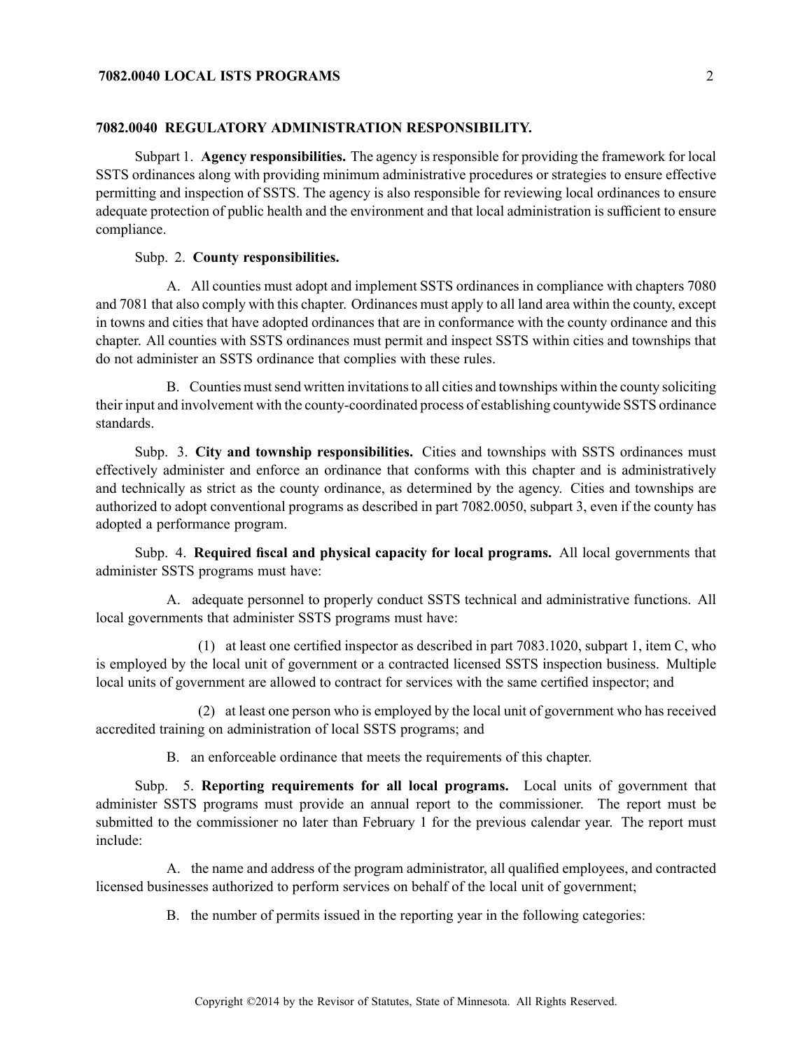## 7082.0040 REGULATORY ADMINISTRATION RESPONSIBILITY.

Subpart 1. **Agency responsibilities.** The agency is responsible for providing the framework for local SSTS ordinances along with providing minimum administrative procedures or strategies to ensure effective permitting and inspection of SSTS. The agency is also responsible for reviewing local ordinances to ensure adequate protection of public health and the environment and that local administration is sufficient to ensure compliance.

Subp. 2. **County responsibilities.**

A. All counties must adopt and implement SSTS ordinances in compliance with chapters 7080 and 7081 that also comply with this chapter. Ordinances must apply to all land area within the county, except in towns and cities that have adopted ordinances that are in conformance with the county ordinance and this chapter. All counties with SSTS ordinances must permit and inspect SSTS within cities and townships that do not administer an SSTS ordinance that complies with these rules.

B. Counties must send written invitations to all cities and townships within the county soliciting their input and involvement with the county-coordinated process of establishing countywide SSTS ordinance standards.

Subp. 3. **City and township responsibilities.** Cities and townships with SSTS ordinances must effectively administer and enforce an ordinance that conforms with this chapter and is administratively and technically as strict as the county ordinance, as determined by the agency. Cities and townships are authorized to adopt conventional programs as described in part 7082.0050, subpart 3, even if the county has adopted a performance program.

Subp. 4. **Required fiscal and physical capacity for local programs.** All local governments that administer SSTS programs must have:

A. adequate personnel to properly conduct SSTS technical and administrative functions. All local governments that administer SSTS programs must have:

(1) at least one certified inspector as described in part 7083.1020, subpart 1, item C, who is employed by the local unit of government or a contracted licensed SSTS inspection business. Multiple local units of government are allowed to contract for services with the same certified inspector; and

(2) at least one person who is employed by the local unit of government who has received accredited training on administration of local SSTS programs; and

B. an enforceable ordinance that meets the requirements of this chapter.

Subp. 5. **Reporting requirements for all local programs.** Local units of government that administer SSTS programs must provide an annual report to the commissioner. The report must be submitted to the commissioner no later than February 1 for the previous calendar year. The report must include:

A. the name and address of the program administrator, all qualified employees, and contracted licensed businesses authorized to perform services on behalf of the local unit of government;

B. the number of permits issued in the reporting year in the following categories: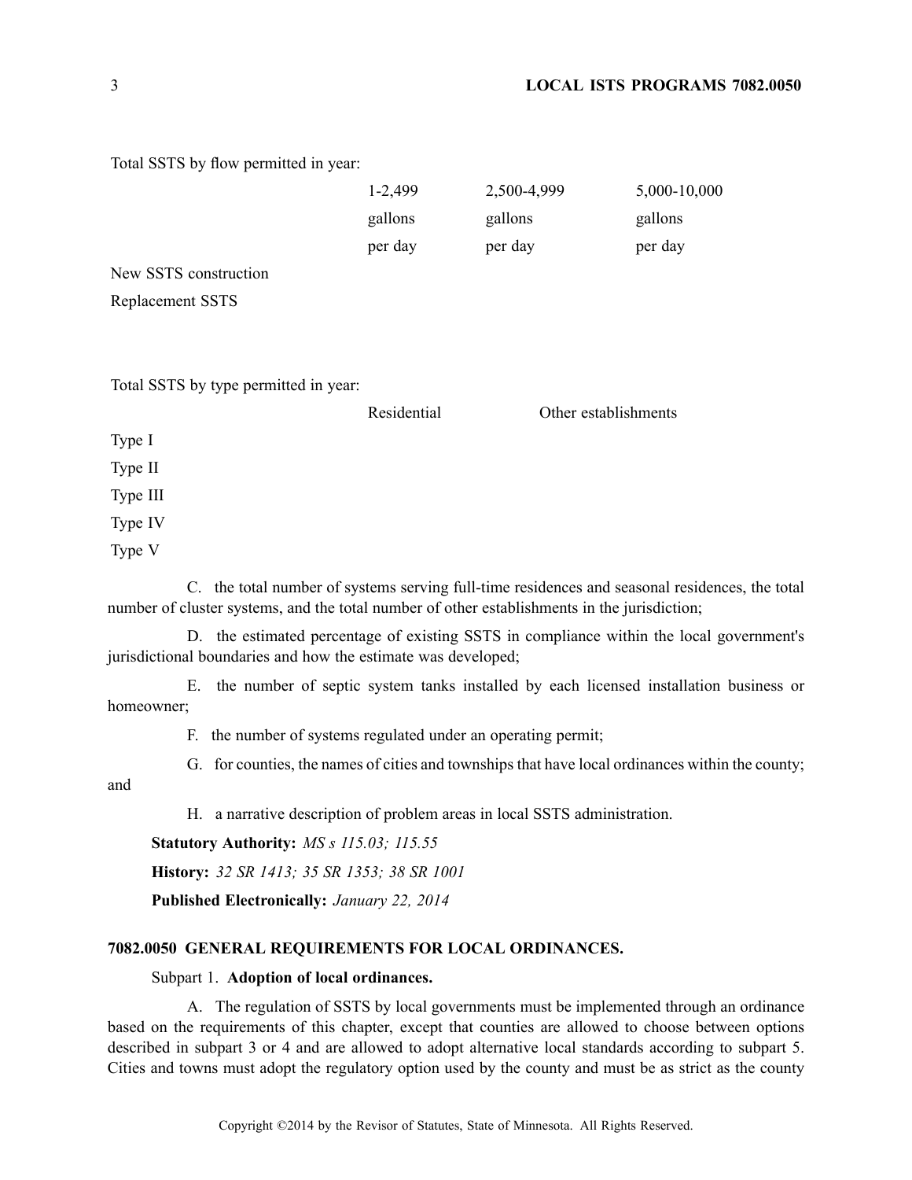Total SSTS by flow permitted in year:

| | 1-2,499 gallons per day | 2,500-4,999 gallons per day | 5,000-10,000 gallons per day |
|---|---|---|---|
| New SSTS construction | | | |
| Replacement SSTS | | | |

Total SSTS by type permitted in year:

| | Residential | Other establishments |
|---|---|---|
| Type I | | |
| Type II | | |
| Type III | | |
| Type IV | | |
| Type V | | |

C. the total number of systems serving full-time residences and seasonal residences, the total number of cluster systems, and the total number of other establishments in the jurisdiction;

D. the estimated percentage of existing SSTS in compliance within the local government's jurisdictional boundaries and how the estimate was developed;

E. the number of septic system tanks installed by each licensed installation business or homeowner;

F. the number of systems regulated under an operating permit;

G. for counties, the names of cities and townships that have local ordinances within the county; and

H. a narrative description of problem areas in local SSTS administration.

**Statutory Authority:** *MS s 115.03; 115.55*

**History:** *32 SR 1413; 35 SR 1353; 38 SR 1001*

**Published Electronically:** *January 22, 2014*

## 7082.0050 GENERAL REQUIREMENTS FOR LOCAL ORDINANCES.

Subpart 1. **Adoption of local ordinances.**

A. The regulation of SSTS by local governments must be implemented through an ordinance based on the requirements of this chapter, except that counties are allowed to choose between options described in subpart 3 or 4 and are allowed to adopt alternative local standards according to subpart 5. Cities and towns must adopt the regulatory option used by the county and must be as strict as the county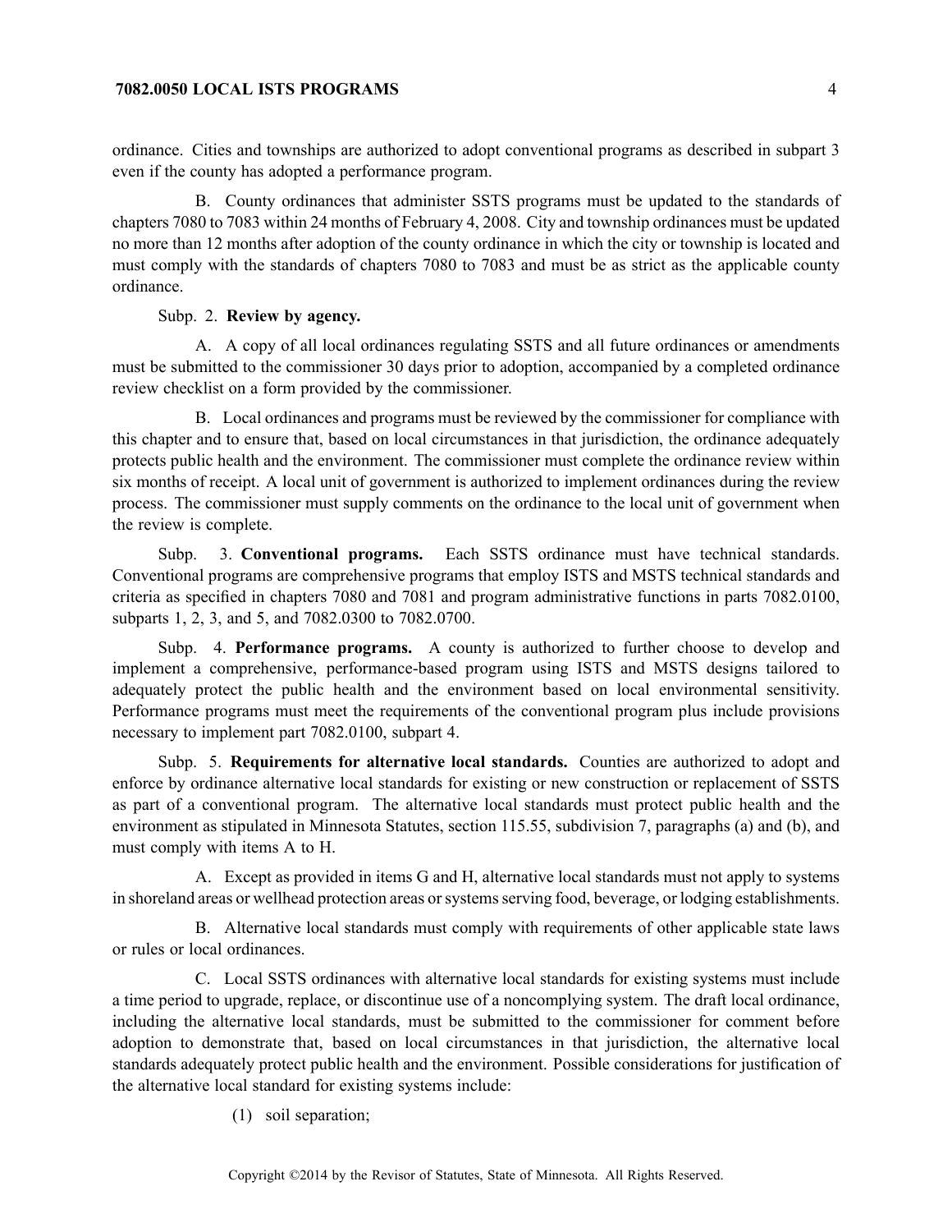ordinance. Cities and townships are authorized to adopt conventional programs as described in subpart 3 even if the county has adopted a performance program.

B. County ordinances that administer SSTS programs must be updated to the standards of chapters 7080 to 7083 within 24 months of February 4, 2008. City and township ordinances must be updated no more than 12 months after adoption of the county ordinance in which the city or township is located and must comply with the standards of chapters 7080 to 7083 and must be as strict as the applicable county ordinance.

Subp. 2. **Review by agency.**

A. A copy of all local ordinances regulating SSTS and all future ordinances or amendments must be submitted to the commissioner 30 days prior to adoption, accompanied by a completed ordinance review checklist on a form provided by the commissioner.

B. Local ordinances and programs must be reviewed by the commissioner for compliance with this chapter and to ensure that, based on local circumstances in that jurisdiction, the ordinance adequately protects public health and the environment. The commissioner must complete the ordinance review within six months of receipt. A local unit of government is authorized to implement ordinances during the review process. The commissioner must supply comments on the ordinance to the local unit of government when the review is complete.

Subp. 3. **Conventional programs.** Each SSTS ordinance must have technical standards. Conventional programs are comprehensive programs that employ ISTS and MSTS technical standards and criteria as specified in chapters 7080 and 7081 and program administrative functions in parts 7082.0100, subparts 1, 2, 3, and 5, and 7082.0300 to 7082.0700.

Subp. 4. **Performance programs.** A county is authorized to further choose to develop and implement a comprehensive, performance-based program using ISTS and MSTS designs tailored to adequately protect the public health and the environment based on local environmental sensitivity. Performance programs must meet the requirements of the conventional program plus include provisions necessary to implement part 7082.0100, subpart 4.

Subp. 5. **Requirements for alternative local standards.** Counties are authorized to adopt and enforce by ordinance alternative local standards for existing or new construction or replacement of SSTS as part of a conventional program. The alternative local standards must protect public health and the environment as stipulated in Minnesota Statutes, section 115.55, subdivision 7, paragraphs (a) and (b), and must comply with items A to H.

A. Except as provided in items G and H, alternative local standards must not apply to systems in shoreland areas or wellhead protection areas or systems serving food, beverage, or lodging establishments.

B. Alternative local standards must comply with requirements of other applicable state laws or rules or local ordinances.

C. Local SSTS ordinances with alternative local standards for existing systems must include a time period to upgrade, replace, or discontinue use of a noncomplying system. The draft local ordinance, including the alternative local standards, must be submitted to the commissioner for comment before adoption to demonstrate that, based on local circumstances in that jurisdiction, the alternative local standards adequately protect public health and the environment. Possible considerations for justification of the alternative local standard for existing systems include:

(1) soil separation;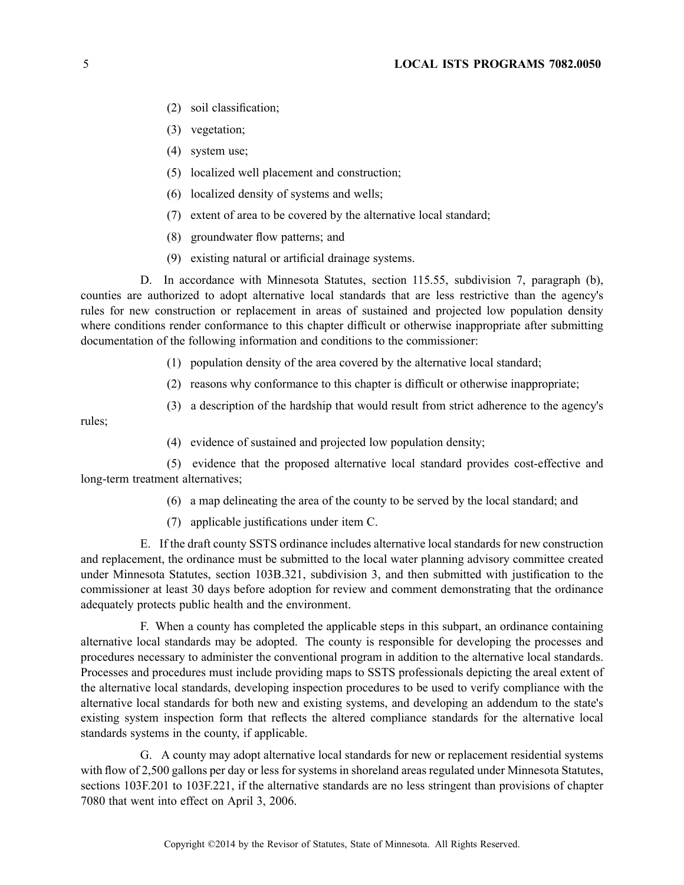(2) soil classification;

(3) vegetation;

(4) system use;

(5) localized well placement and construction;

(6) localized density of systems and wells;

(7) extent of area to be covered by the alternative local standard;

(8) groundwater flow patterns; and

(9) existing natural or artificial drainage systems.

D. In accordance with Minnesota Statutes, section 115.55, subdivision 7, paragraph (b), counties are authorized to adopt alternative local standards that are less restrictive than the agency's rules for new construction or replacement in areas of sustained and projected low population density where conditions render conformance to this chapter difficult or otherwise inappropriate after submitting documentation of the following information and conditions to the commissioner:

(1) population density of the area covered by the alternative local standard;

(2) reasons why conformance to this chapter is difficult or otherwise inappropriate;

(3) a description of the hardship that would result from strict adherence to the agency's rules;

(4) evidence of sustained and projected low population density;

(5) evidence that the proposed alternative local standard provides cost-effective and long-term treatment alternatives;

(6) a map delineating the area of the county to be served by the local standard; and

(7) applicable justifications under item C.

E. If the draft county SSTS ordinance includes alternative local standards for new construction and replacement, the ordinance must be submitted to the local water planning advisory committee created under Minnesota Statutes, section 103B.321, subdivision 3, and then submitted with justification to the commissioner at least 30 days before adoption for review and comment demonstrating that the ordinance adequately protects public health and the environment.

F. When a county has completed the applicable steps in this subpart, an ordinance containing alternative local standards may be adopted. The county is responsible for developing the processes and procedures necessary to administer the conventional program in addition to the alternative local standards. Processes and procedures must include providing maps to SSTS professionals depicting the areal extent of the alternative local standards, developing inspection procedures to be used to verify compliance with the alternative local standards for both new and existing systems, and developing an addendum to the state's existing system inspection form that reflects the altered compliance standards for the alternative local standards systems in the county, if applicable.

G. A county may adopt alternative local standards for new or replacement residential systems with flow of 2,500 gallons per day or less for systems in shoreland areas regulated under Minnesota Statutes, sections 103F.201 to 103F.221, if the alternative standards are no less stringent than provisions of chapter 7080 that went into effect on April 3, 2006.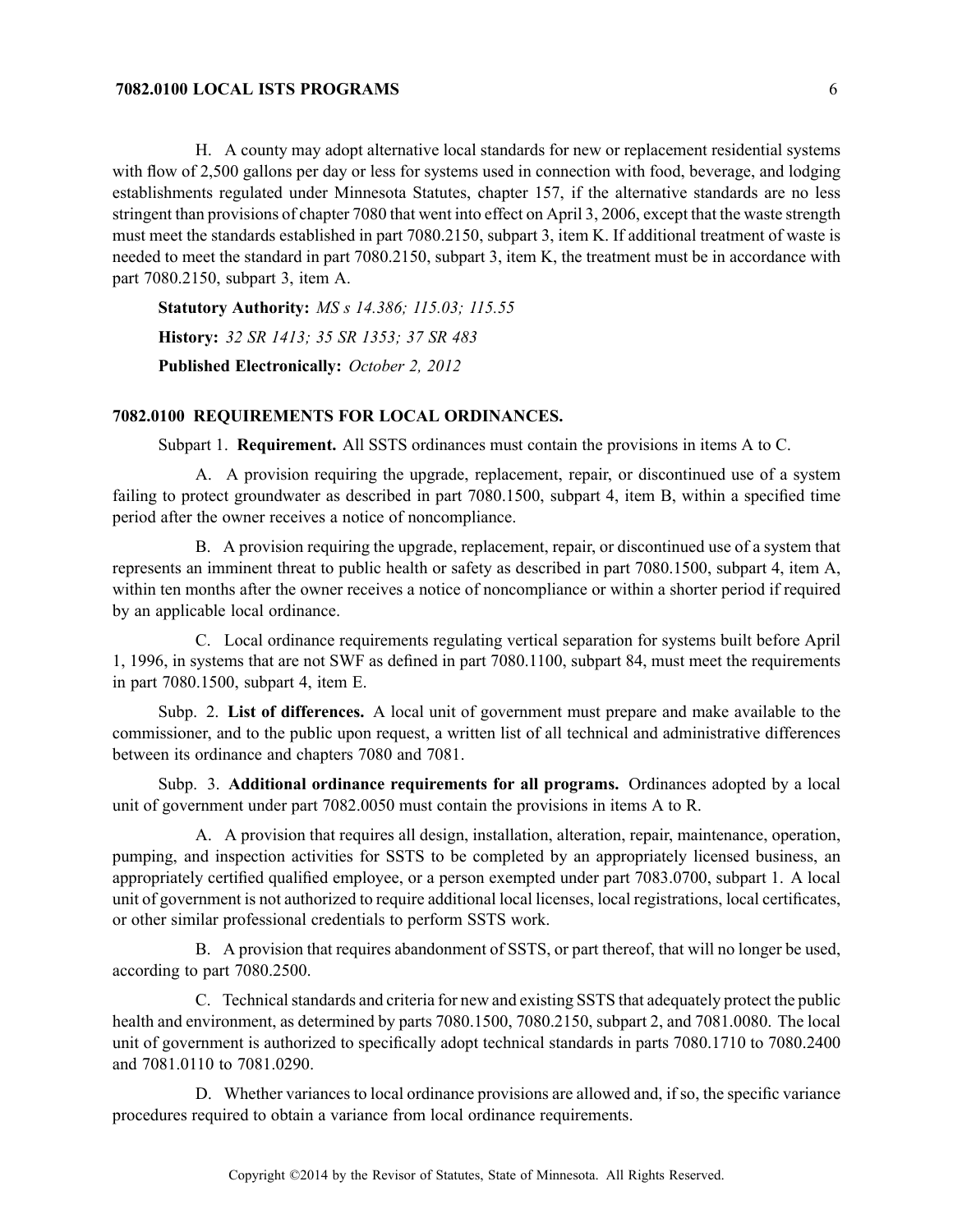H. A county may adopt alternative local standards for new or replacement residential systems with flow of 2,500 gallons per day or less for systems used in connection with food, beverage, and lodging establishments regulated under Minnesota Statutes, chapter 157, if the alternative standards are no less stringent than provisions of chapter 7080 that went into effect on April 3, 2006, except that the waste strength must meet the standards established in part 7080.2150, subpart 3, item K. If additional treatment of waste is needed to meet the standard in part 7080.2150, subpart 3, item K, the treatment must be in accordance with part 7080.2150, subpart 3, item A.

**Statutory Authority:** *MS s 14.386; 115.03; 115.55*

**History:** *32 SR 1413; 35 SR 1353; 37 SR 483*

**Published Electronically:** *October 2, 2012*

**7082.0100 REQUIREMENTS FOR LOCAL ORDINANCES.**

Subpart 1. **Requirement.** All SSTS ordinances must contain the provisions in items A to C.

A. A provision requiring the upgrade, replacement, repair, or discontinued use of a system failing to protect groundwater as described in part 7080.1500, subpart 4, item B, within a specified time period after the owner receives a notice of noncompliance.

B. A provision requiring the upgrade, replacement, repair, or discontinued use of a system that represents an imminent threat to public health or safety as described in part 7080.1500, subpart 4, item A, within ten months after the owner receives a notice of noncompliance or within a shorter period if required by an applicable local ordinance.

C. Local ordinance requirements regulating vertical separation for systems built before April 1, 1996, in systems that are not SWF as defined in part 7080.1100, subpart 84, must meet the requirements in part 7080.1500, subpart 4, item E.

Subp. 2. **List of differences.** A local unit of government must prepare and make available to the commissioner, and to the public upon request, a written list of all technical and administrative differences between its ordinance and chapters 7080 and 7081.

Subp. 3. **Additional ordinance requirements for all programs.** Ordinances adopted by a local unit of government under part 7082.0050 must contain the provisions in items A to R.

A. A provision that requires all design, installation, alteration, repair, maintenance, operation, pumping, and inspection activities for SSTS to be completed by an appropriately licensed business, an appropriately certified qualified employee, or a person exempted under part 7083.0700, subpart 1. A local unit of government is not authorized to require additional local licenses, local registrations, local certificates, or other similar professional credentials to perform SSTS work.

B. A provision that requires abandonment of SSTS, or part thereof, that will no longer be used, according to part 7080.2500.

C. Technical standards and criteria for new and existing SSTS that adequately protect the public health and environment, as determined by parts 7080.1500, 7080.2150, subpart 2, and 7081.0080. The local unit of government is authorized to specifically adopt technical standards in parts 7080.1710 to 7080.2400 and 7081.0110 to 7081.0290.

D. Whether variances to local ordinance provisions are allowed and, if so, the specific variance procedures required to obtain a variance from local ordinance requirements.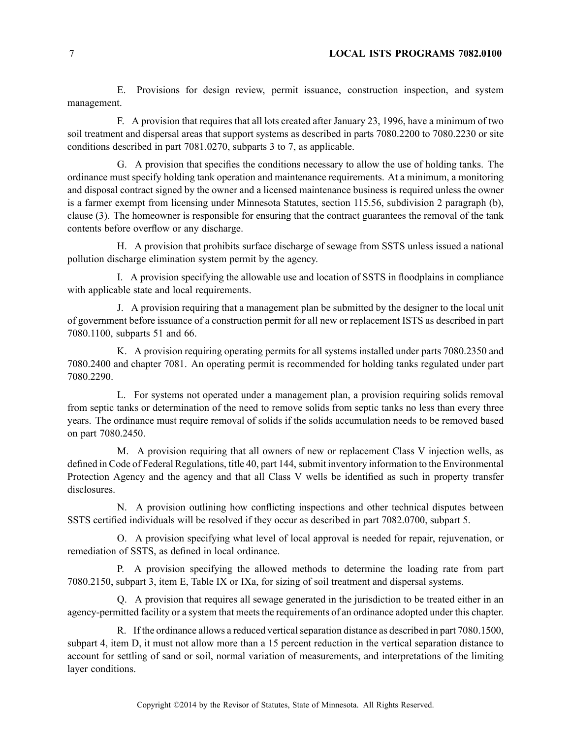E. Provisions for design review, permit issuance, construction inspection, and system management.

F. A provision that requires that all lots created after January 23, 1996, have a minimum of two soil treatment and dispersal areas that support systems as described in parts 7080.2200 to 7080.2230 or site conditions described in part 7081.0270, subparts 3 to 7, as applicable.

G. A provision that specifies the conditions necessary to allow the use of holding tanks. The ordinance must specify holding tank operation and maintenance requirements. At a minimum, a monitoring and disposal contract signed by the owner and a licensed maintenance business is required unless the owner is a farmer exempt from licensing under Minnesota Statutes, section 115.56, subdivision 2 paragraph (b), clause (3). The homeowner is responsible for ensuring that the contract guarantees the removal of the tank contents before overflow or any discharge.

H. A provision that prohibits surface discharge of sewage from SSTS unless issued a national pollution discharge elimination system permit by the agency.

I. A provision specifying the allowable use and location of SSTS in floodplains in compliance with applicable state and local requirements.

J. A provision requiring that a management plan be submitted by the designer to the local unit of government before issuance of a construction permit for all new or replacement ISTS as described in part 7080.1100, subparts 51 and 66.

K. A provision requiring operating permits for all systems installed under parts 7080.2350 and 7080.2400 and chapter 7081. An operating permit is recommended for holding tanks regulated under part 7080.2290.

L. For systems not operated under a management plan, a provision requiring solids removal from septic tanks or determination of the need to remove solids from septic tanks no less than every three years. The ordinance must require removal of solids if the solids accumulation needs to be removed based on part 7080.2450.

M. A provision requiring that all owners of new or replacement Class V injection wells, as defined in Code of Federal Regulations, title 40, part 144, submit inventory information to the Environmental Protection Agency and the agency and that all Class V wells be identified as such in property transfer disclosures.

N. A provision outlining how conflicting inspections and other technical disputes between SSTS certified individuals will be resolved if they occur as described in part 7082.0700, subpart 5.

O. A provision specifying what level of local approval is needed for repair, rejuvenation, or remediation of SSTS, as defined in local ordinance.

P. A provision specifying the allowed methods to determine the loading rate from part 7080.2150, subpart 3, item E, Table IX or IXa, for sizing of soil treatment and dispersal systems.

Q. A provision that requires all sewage generated in the jurisdiction to be treated either in an agency-permitted facility or a system that meets the requirements of an ordinance adopted under this chapter.

R. If the ordinance allows a reduced vertical separation distance as described in part 7080.1500, subpart 4, item D, it must not allow more than a 15 percent reduction in the vertical separation distance to account for settling of sand or soil, normal variation of measurements, and interpretations of the limiting layer conditions.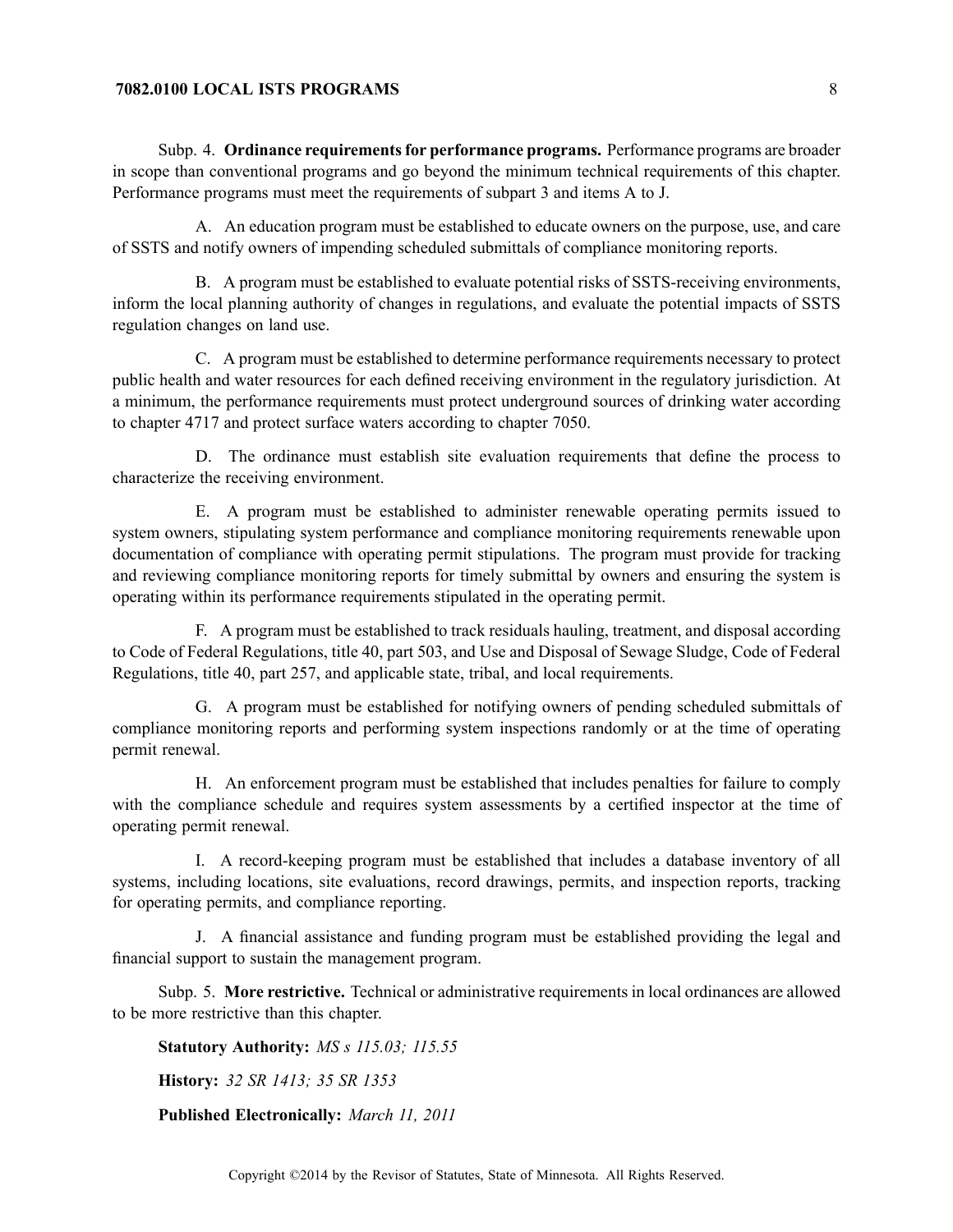Subp. 4. **Ordinance requirements for performance programs.** Performance programs are broader in scope than conventional programs and go beyond the minimum technical requirements of this chapter. Performance programs must meet the requirements of subpart 3 and items A to J.

A. An education program must be established to educate owners on the purpose, use, and care of SSTS and notify owners of impending scheduled submittals of compliance monitoring reports.

B. A program must be established to evaluate potential risks of SSTS-receiving environments, inform the local planning authority of changes in regulations, and evaluate the potential impacts of SSTS regulation changes on land use.

C. A program must be established to determine performance requirements necessary to protect public health and water resources for each defined receiving environment in the regulatory jurisdiction. At a minimum, the performance requirements must protect underground sources of drinking water according to chapter 4717 and protect surface waters according to chapter 7050.

D. The ordinance must establish site evaluation requirements that define the process to characterize the receiving environment.

E. A program must be established to administer renewable operating permits issued to system owners, stipulating system performance and compliance monitoring requirements renewable upon documentation of compliance with operating permit stipulations. The program must provide for tracking and reviewing compliance monitoring reports for timely submittal by owners and ensuring the system is operating within its performance requirements stipulated in the operating permit.

F. A program must be established to track residuals hauling, treatment, and disposal according to Code of Federal Regulations, title 40, part 503, and Use and Disposal of Sewage Sludge, Code of Federal Regulations, title 40, part 257, and applicable state, tribal, and local requirements.

G. A program must be established for notifying owners of pending scheduled submittals of compliance monitoring reports and performing system inspections randomly or at the time of operating permit renewal.

H. An enforcement program must be established that includes penalties for failure to comply with the compliance schedule and requires system assessments by a certified inspector at the time of operating permit renewal.

I. A record-keeping program must be established that includes a database inventory of all systems, including locations, site evaluations, record drawings, permits, and inspection reports, tracking for operating permits, and compliance reporting.

J. A financial assistance and funding program must be established providing the legal and financial support to sustain the management program.

Subp. 5. **More restrictive.** Technical or administrative requirements in local ordinances are allowed to be more restrictive than this chapter.

**Statutory Authority:** *MS s 115.03; 115.55*

**History:** *32 SR 1413; 35 SR 1353*

**Published Electronically:** *March 11, 2011*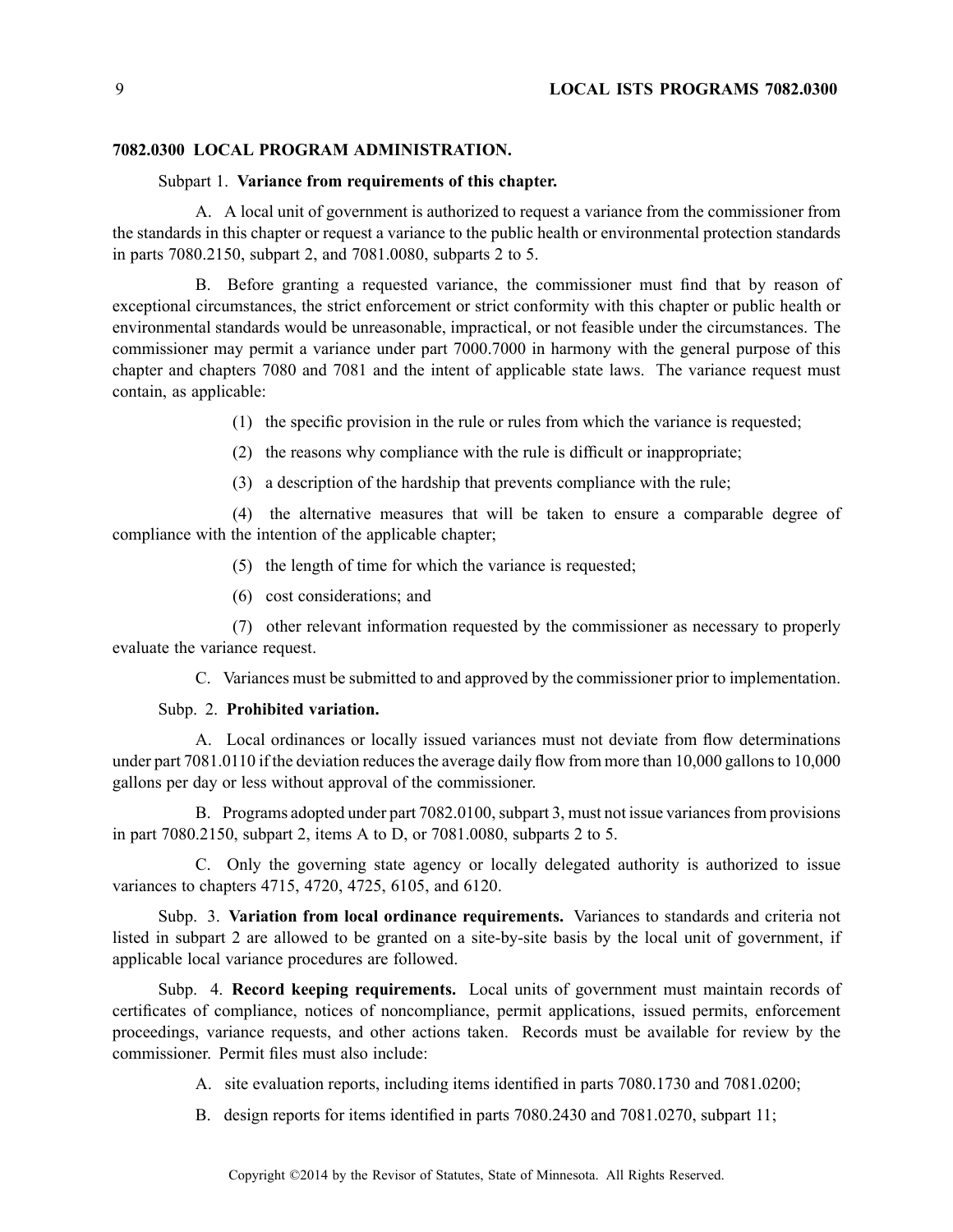**7082.0300 LOCAL PROGRAM ADMINISTRATION.**

Subpart 1. **Variance from requirements of this chapter.**

A. A local unit of government is authorized to request a variance from the commissioner from the standards in this chapter or request a variance to the public health or environmental protection standards in parts 7080.2150, subpart 2, and 7081.0080, subparts 2 to 5.

B. Before granting a requested variance, the commissioner must find that by reason of exceptional circumstances, the strict enforcement or strict conformity with this chapter or public health or environmental standards would be unreasonable, impractical, or not feasible under the circumstances. The commissioner may permit a variance under part 7000.7000 in harmony with the general purpose of this chapter and chapters 7080 and 7081 and the intent of applicable state laws. The variance request must contain, as applicable:

(1) the specific provision in the rule or rules from which the variance is requested;

(2) the reasons why compliance with the rule is difficult or inappropriate;

(3) a description of the hardship that prevents compliance with the rule;

(4) the alternative measures that will be taken to ensure a comparable degree of compliance with the intention of the applicable chapter;

(5) the length of time for which the variance is requested;

(6) cost considerations; and

(7) other relevant information requested by the commissioner as necessary to properly evaluate the variance request.

C. Variances must be submitted to and approved by the commissioner prior to implementation.

Subp. 2. **Prohibited variation.**

A. Local ordinances or locally issued variances must not deviate from flow determinations under part 7081.0110 if the deviation reduces the average daily flow from more than 10,000 gallons to 10,000 gallons per day or less without approval of the commissioner.

B. Programs adopted under part 7082.0100, subpart 3, must not issue variances from provisions in part 7080.2150, subpart 2, items A to D, or 7081.0080, subparts 2 to 5.

C. Only the governing state agency or locally delegated authority is authorized to issue variances to chapters 4715, 4720, 4725, 6105, and 6120.

Subp. 3. **Variation from local ordinance requirements.** Variances to standards and criteria not listed in subpart 2 are allowed to be granted on a site-by-site basis by the local unit of government, if applicable local variance procedures are followed.

Subp. 4. **Record keeping requirements.** Local units of government must maintain records of certificates of compliance, notices of noncompliance, permit applications, issued permits, enforcement proceedings, variance requests, and other actions taken. Records must be available for review by the commissioner. Permit files must also include:

A. site evaluation reports, including items identified in parts 7080.1730 and 7081.0200;

B. design reports for items identified in parts 7080.2430 and 7081.0270, subpart 11;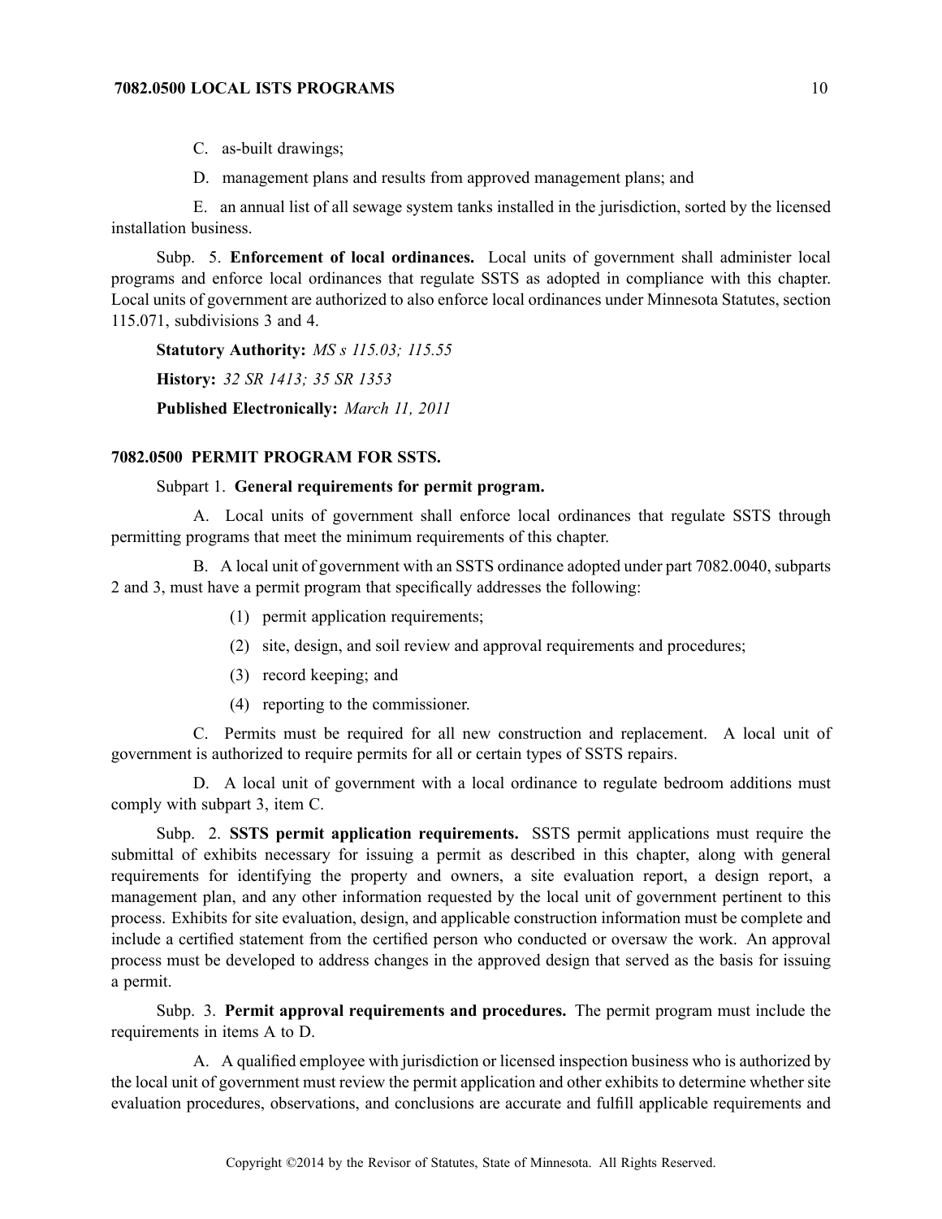C. as-built drawings;

D. management plans and results from approved management plans; and

E. an annual list of all sewage system tanks installed in the jurisdiction, sorted by the licensed installation business.

Subp. 5. **Enforcement of local ordinances.** Local units of government shall administer local programs and enforce local ordinances that regulate SSTS as adopted in compliance with this chapter. Local units of government are authorized to also enforce local ordinances under Minnesota Statutes, section 115.071, subdivisions 3 and 4.

**Statutory Authority:** *MS s 115.03; 115.55*

**History:** *32 SR 1413; 35 SR 1353*

**Published Electronically:** *March 11, 2011*

## 7082.0500 PERMIT PROGRAM FOR SSTS.

Subpart 1. **General requirements for permit program.**

A. Local units of government shall enforce local ordinances that regulate SSTS through permitting programs that meet the minimum requirements of this chapter.

B. A local unit of government with an SSTS ordinance adopted under part 7082.0040, subparts 2 and 3, must have a permit program that specifically addresses the following:

(1) permit application requirements;

(2) site, design, and soil review and approval requirements and procedures;

(3) record keeping; and

(4) reporting to the commissioner.

C. Permits must be required for all new construction and replacement. A local unit of government is authorized to require permits for all or certain types of SSTS repairs.

D. A local unit of government with a local ordinance to regulate bedroom additions must comply with subpart 3, item C.

Subp. 2. **SSTS permit application requirements.** SSTS permit applications must require the submittal of exhibits necessary for issuing a permit as described in this chapter, along with general requirements for identifying the property and owners, a site evaluation report, a design report, a management plan, and any other information requested by the local unit of government pertinent to this process. Exhibits for site evaluation, design, and applicable construction information must be complete and include a certified statement from the certified person who conducted or oversaw the work. An approval process must be developed to address changes in the approved design that served as the basis for issuing a permit.

Subp. 3. **Permit approval requirements and procedures.** The permit program must include the requirements in items A to D.

A. A qualified employee with jurisdiction or licensed inspection business who is authorized by the local unit of government must review the permit application and other exhibits to determine whether site evaluation procedures, observations, and conclusions are accurate and fulfill applicable requirements and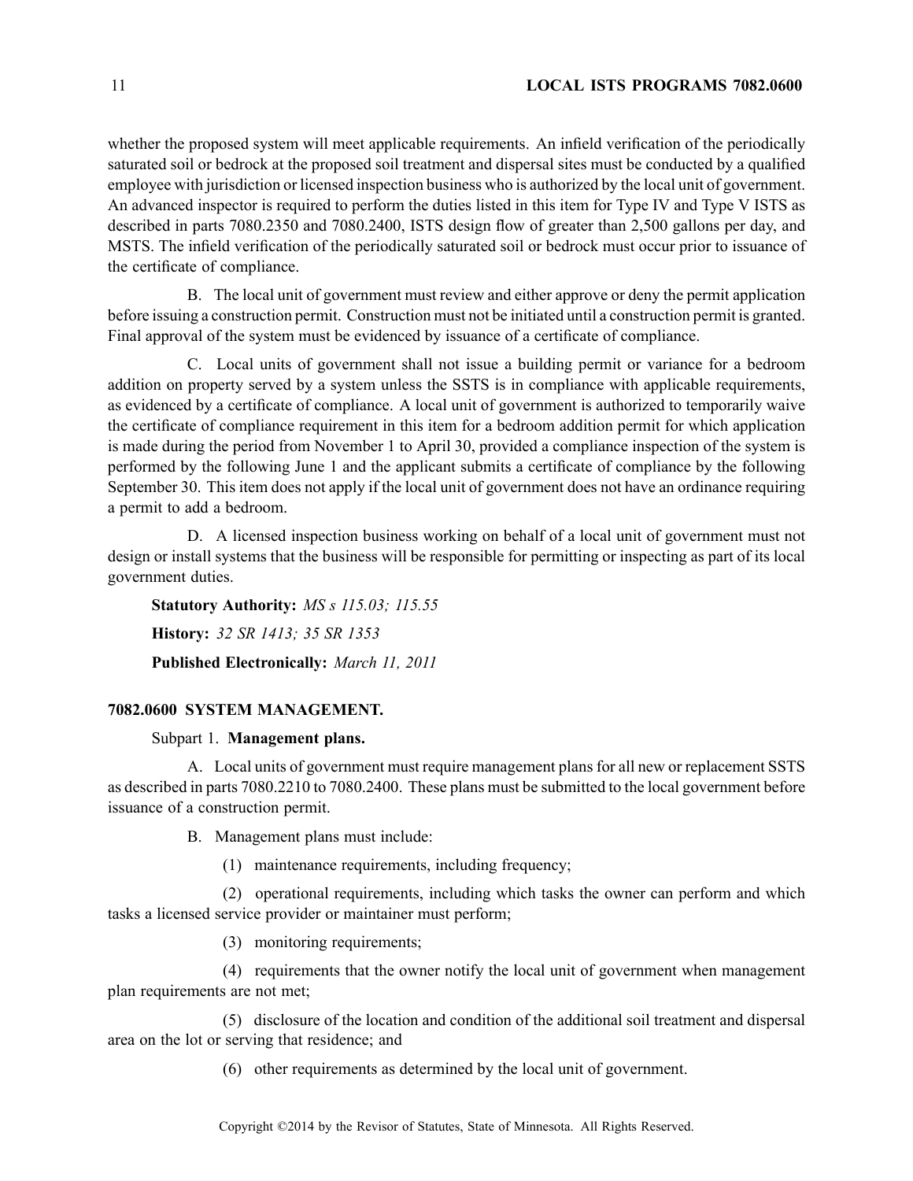whether the proposed system will meet applicable requirements. An infield verification of the periodically saturated soil or bedrock at the proposed soil treatment and dispersal sites must be conducted by a qualified employee with jurisdiction or licensed inspection business who is authorized by the local unit of government. An advanced inspector is required to perform the duties listed in this item for Type IV and Type V ISTS as described in parts 7080.2350 and 7080.2400, ISTS design flow of greater than 2,500 gallons per day, and MSTS. The infield verification of the periodically saturated soil or bedrock must occur prior to issuance of the certificate of compliance.

B. The local unit of government must review and either approve or deny the permit application before issuing a construction permit. Construction must not be initiated until a construction permit is granted. Final approval of the system must be evidenced by issuance of a certificate of compliance.

C. Local units of government shall not issue a building permit or variance for a bedroom addition on property served by a system unless the SSTS is in compliance with applicable requirements, as evidenced by a certificate of compliance. A local unit of government is authorized to temporarily waive the certificate of compliance requirement in this item for a bedroom addition permit for which application is made during the period from November 1 to April 30, provided a compliance inspection of the system is performed by the following June 1 and the applicant submits a certificate of compliance by the following September 30. This item does not apply if the local unit of government does not have an ordinance requiring a permit to add a bedroom.

D. A licensed inspection business working on behalf of a local unit of government must not design or install systems that the business will be responsible for permitting or inspecting as part of its local government duties.

**Statutory Authority:** *MS s 115.03; 115.55*

**History:** *32 SR 1413; 35 SR 1353*

**Published Electronically:** *March 11, 2011*

## 7082.0600 SYSTEM MANAGEMENT.

Subpart 1. **Management plans.**

A. Local units of government must require management plans for all new or replacement SSTS as described in parts 7080.2210 to 7080.2400. These plans must be submitted to the local government before issuance of a construction permit.

B. Management plans must include:

(1) maintenance requirements, including frequency;

(2) operational requirements, including which tasks the owner can perform and which tasks a licensed service provider or maintainer must perform;

(3) monitoring requirements;

(4) requirements that the owner notify the local unit of government when management plan requirements are not met;

(5) disclosure of the location and condition of the additional soil treatment and dispersal area on the lot or serving that residence; and

(6) other requirements as determined by the local unit of government.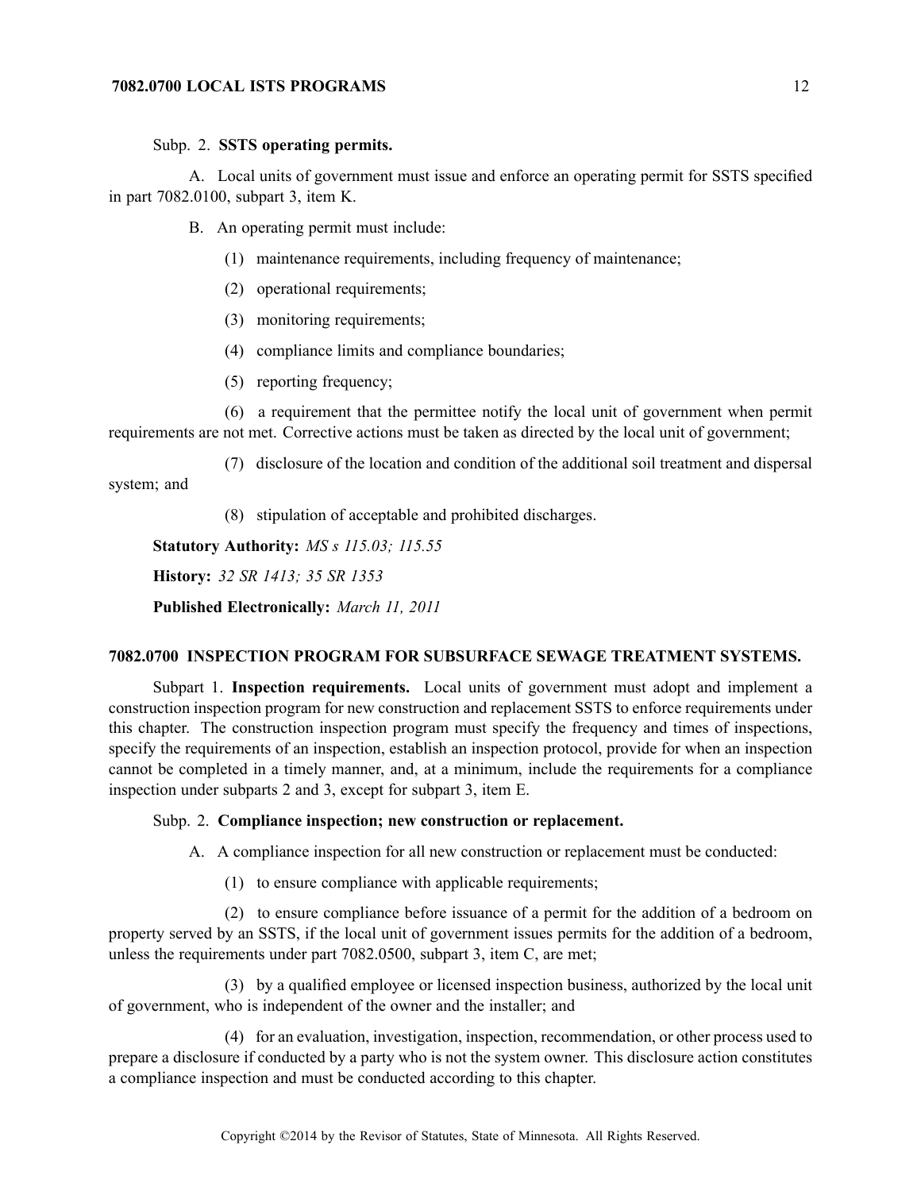Subp. 2. **SSTS operating permits.**

A. Local units of government must issue and enforce an operating permit for SSTS specified in part 7082.0100, subpart 3, item K.

B. An operating permit must include:

(1) maintenance requirements, including frequency of maintenance;

(2) operational requirements;

(3) monitoring requirements;

(4) compliance limits and compliance boundaries;

(5) reporting frequency;

(6) a requirement that the permittee notify the local unit of government when permit requirements are not met. Corrective actions must be taken as directed by the local unit of government;

(7) disclosure of the location and condition of the additional soil treatment and dispersal system; and

(8) stipulation of acceptable and prohibited discharges.

**Statutory Authority:** *MS s 115.03; 115.55*

**History:** *32 SR 1413; 35 SR 1353*

**Published Electronically:** *March 11, 2011*

## 7082.0700 INSPECTION PROGRAM FOR SUBSURFACE SEWAGE TREATMENT SYSTEMS.

Subpart 1. **Inspection requirements.** Local units of government must adopt and implement a construction inspection program for new construction and replacement SSTS to enforce requirements under this chapter. The construction inspection program must specify the frequency and times of inspections, specify the requirements of an inspection, establish an inspection protocol, provide for when an inspection cannot be completed in a timely manner, and, at a minimum, include the requirements for a compliance inspection under subparts 2 and 3, except for subpart 3, item E.

Subp. 2. **Compliance inspection; new construction or replacement.**

A. A compliance inspection for all new construction or replacement must be conducted:

(1) to ensure compliance with applicable requirements;

(2) to ensure compliance before issuance of a permit for the addition of a bedroom on property served by an SSTS, if the local unit of government issues permits for the addition of a bedroom, unless the requirements under part 7082.0500, subpart 3, item C, are met;

(3) by a qualified employee or licensed inspection business, authorized by the local unit of government, who is independent of the owner and the installer; and

(4) for an evaluation, investigation, inspection, recommendation, or other process used to prepare a disclosure if conducted by a party who is not the system owner. This disclosure action constitutes a compliance inspection and must be conducted according to this chapter.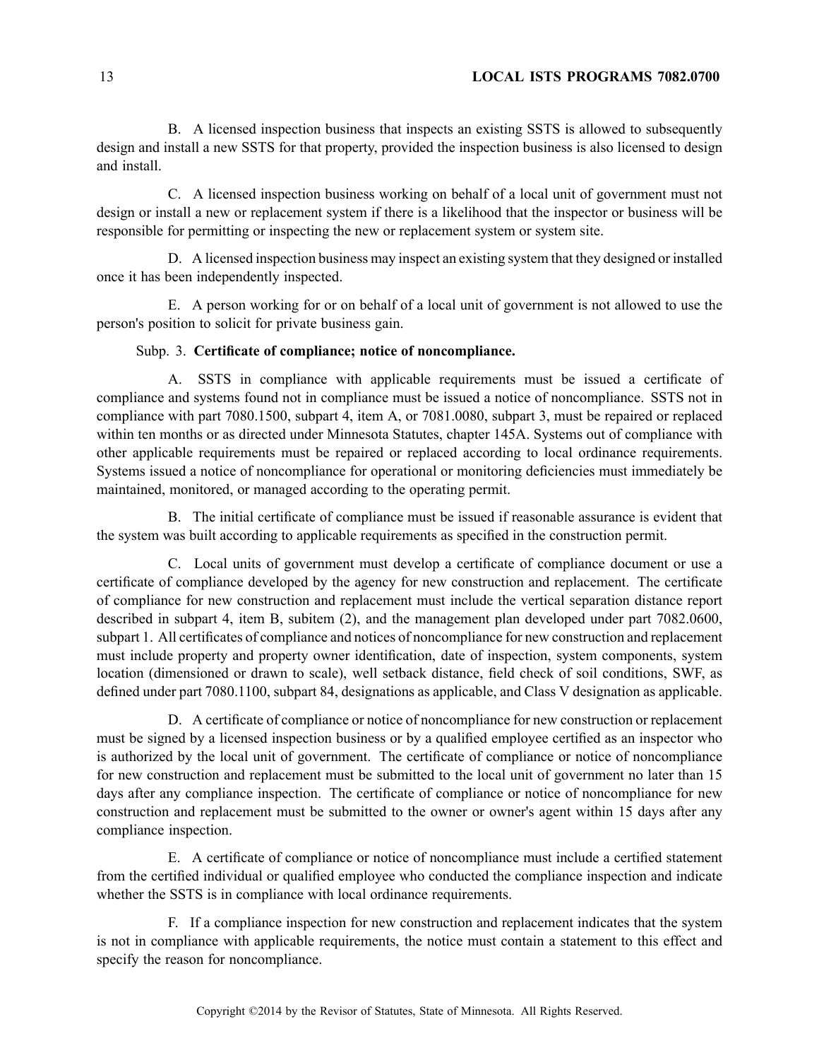B. A licensed inspection business that inspects an existing SSTS is allowed to subsequently design and install a new SSTS for that property, provided the inspection business is also licensed to design and install.

C. A licensed inspection business working on behalf of a local unit of government must not design or install a new or replacement system if there is a likelihood that the inspector or business will be responsible for permitting or inspecting the new or replacement system or system site.

D. A licensed inspection business may inspect an existing system that they designed or installed once it has been independently inspected.

E. A person working for or on behalf of a local unit of government is not allowed to use the person's position to solicit for private business gain.

Subp. 3. **Certificate of compliance; notice of noncompliance.**

A. SSTS in compliance with applicable requirements must be issued a certificate of compliance and systems found not in compliance must be issued a notice of noncompliance. SSTS not in compliance with part 7080.1500, subpart 4, item A, or 7081.0080, subpart 3, must be repaired or replaced within ten months or as directed under Minnesota Statutes, chapter 145A. Systems out of compliance with other applicable requirements must be repaired or replaced according to local ordinance requirements. Systems issued a notice of noncompliance for operational or monitoring deficiencies must immediately be maintained, monitored, or managed according to the operating permit.

B. The initial certificate of compliance must be issued if reasonable assurance is evident that the system was built according to applicable requirements as specified in the construction permit.

C. Local units of government must develop a certificate of compliance document or use a certificate of compliance developed by the agency for new construction and replacement. The certificate of compliance for new construction and replacement must include the vertical separation distance report described in subpart 4, item B, subitem (2), and the management plan developed under part 7082.0600, subpart 1. All certificates of compliance and notices of noncompliance for new construction and replacement must include property and property owner identification, date of inspection, system components, system location (dimensioned or drawn to scale), well setback distance, field check of soil conditions, SWF, as defined under part 7080.1100, subpart 84, designations as applicable, and Class V designation as applicable.

D. A certificate of compliance or notice of noncompliance for new construction or replacement must be signed by a licensed inspection business or by a qualified employee certified as an inspector who is authorized by the local unit of government. The certificate of compliance or notice of noncompliance for new construction and replacement must be submitted to the local unit of government no later than 15 days after any compliance inspection. The certificate of compliance or notice of noncompliance for new construction and replacement must be submitted to the owner or owner's agent within 15 days after any compliance inspection.

E. A certificate of compliance or notice of noncompliance must include a certified statement from the certified individual or qualified employee who conducted the compliance inspection and indicate whether the SSTS is in compliance with local ordinance requirements.

F. If a compliance inspection for new construction and replacement indicates that the system is not in compliance with applicable requirements, the notice must contain a statement to this effect and specify the reason for noncompliance.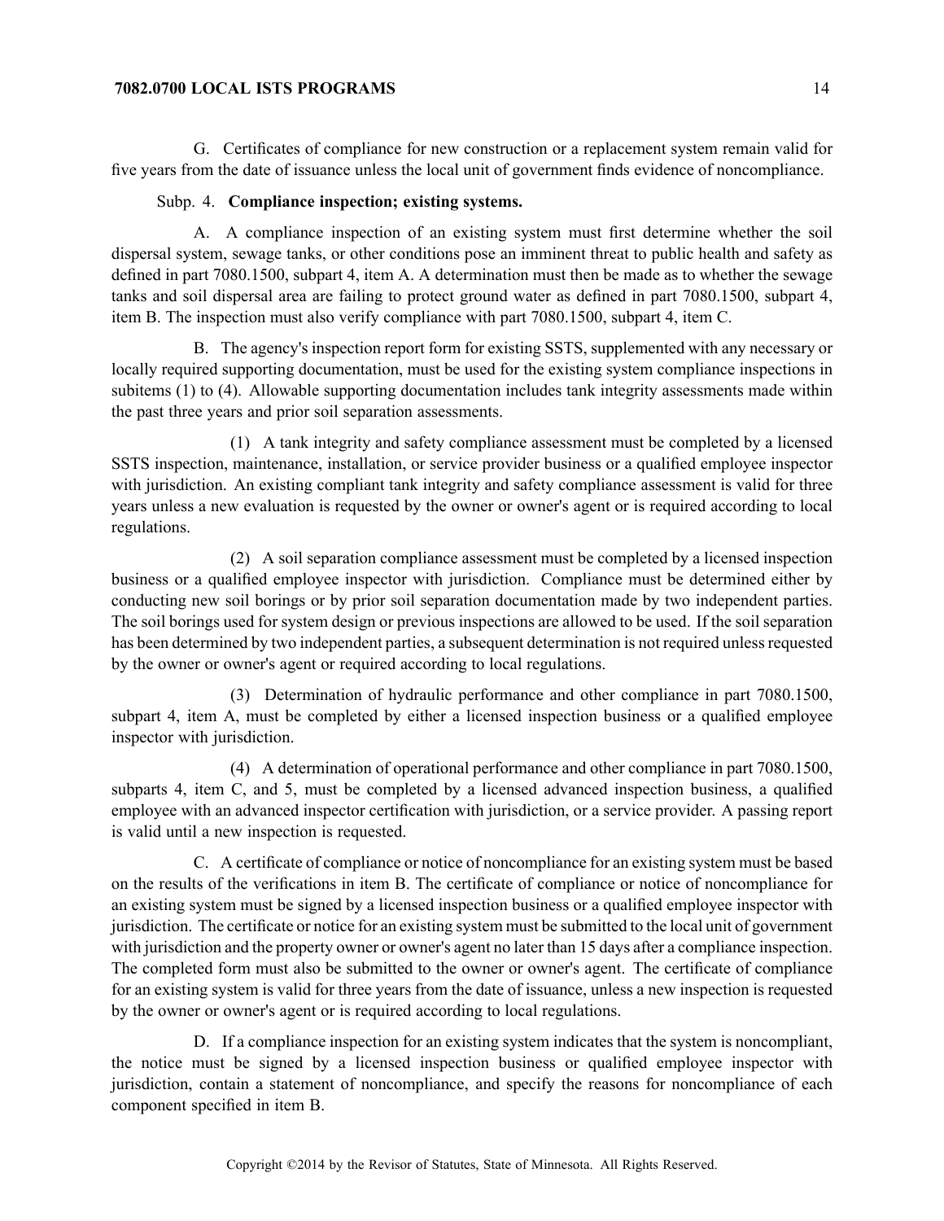G. Certificates of compliance for new construction or a replacement system remain valid for five years from the date of issuance unless the local unit of government finds evidence of noncompliance.

Subp. 4. **Compliance inspection; existing systems.**

A. A compliance inspection of an existing system must first determine whether the soil dispersal system, sewage tanks, or other conditions pose an imminent threat to public health and safety as defined in part 7080.1500, subpart 4, item A. A determination must then be made as to whether the sewage tanks and soil dispersal area are failing to protect ground water as defined in part 7080.1500, subpart 4, item B. The inspection must also verify compliance with part 7080.1500, subpart 4, item C.

B. The agency's inspection report form for existing SSTS, supplemented with any necessary or locally required supporting documentation, must be used for the existing system compliance inspections in subitems (1) to (4). Allowable supporting documentation includes tank integrity assessments made within the past three years and prior soil separation assessments.

(1) A tank integrity and safety compliance assessment must be completed by a licensed SSTS inspection, maintenance, installation, or service provider business or a qualified employee inspector with jurisdiction. An existing compliant tank integrity and safety compliance assessment is valid for three years unless a new evaluation is requested by the owner or owner's agent or is required according to local regulations.

(2) A soil separation compliance assessment must be completed by a licensed inspection business or a qualified employee inspector with jurisdiction. Compliance must be determined either by conducting new soil borings or by prior soil separation documentation made by two independent parties. The soil borings used for system design or previous inspections are allowed to be used. If the soil separation has been determined by two independent parties, a subsequent determination is not required unless requested by the owner or owner's agent or required according to local regulations.

(3) Determination of hydraulic performance and other compliance in part 7080.1500, subpart 4, item A, must be completed by either a licensed inspection business or a qualified employee inspector with jurisdiction.

(4) A determination of operational performance and other compliance in part 7080.1500, subparts 4, item C, and 5, must be completed by a licensed advanced inspection business, a qualified employee with an advanced inspector certification with jurisdiction, or a service provider. A passing report is valid until a new inspection is requested.

C. A certificate of compliance or notice of noncompliance for an existing system must be based on the results of the verifications in item B. The certificate of compliance or notice of noncompliance for an existing system must be signed by a licensed inspection business or a qualified employee inspector with jurisdiction. The certificate or notice for an existing system must be submitted to the local unit of government with jurisdiction and the property owner or owner's agent no later than 15 days after a compliance inspection. The completed form must also be submitted to the owner or owner's agent. The certificate of compliance for an existing system is valid for three years from the date of issuance, unless a new inspection is requested by the owner or owner's agent or is required according to local regulations.

D. If a compliance inspection for an existing system indicates that the system is noncompliant, the notice must be signed by a licensed inspection business or qualified employee inspector with jurisdiction, contain a statement of noncompliance, and specify the reasons for noncompliance of each component specified in item B.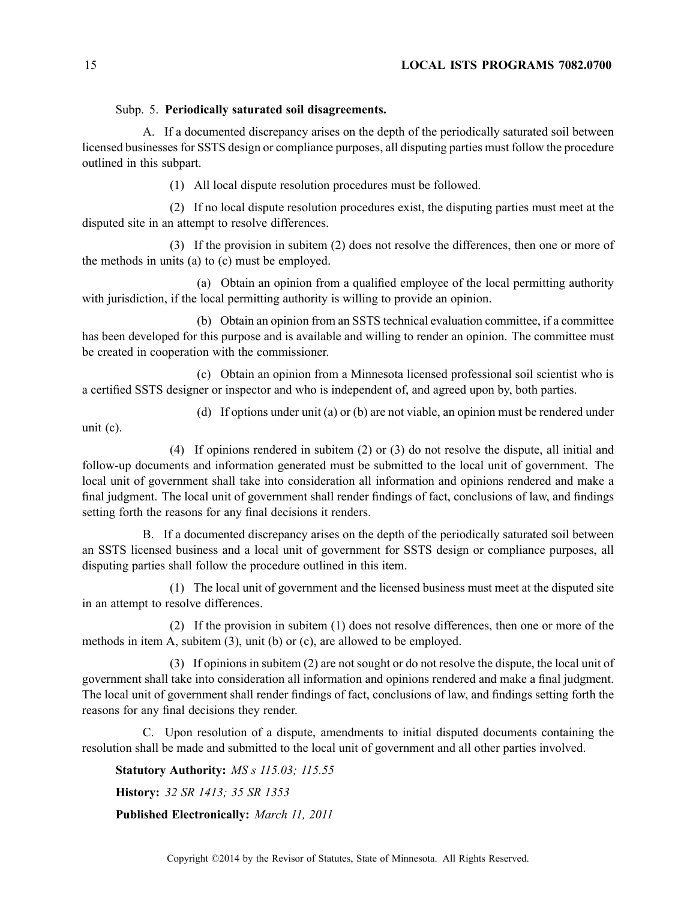Subp. 5. **Periodically saturated soil disagreements.**

A. If a documented discrepancy arises on the depth of the periodically saturated soil between licensed businesses for SSTS design or compliance purposes, all disputing parties must follow the procedure outlined in this subpart.

(1) All local dispute resolution procedures must be followed.

(2) If no local dispute resolution procedures exist, the disputing parties must meet at the disputed site in an attempt to resolve differences.

(3) If the provision in subitem (2) does not resolve the differences, then one or more of the methods in units (a) to (c) must be employed.

(a) Obtain an opinion from a qualified employee of the local permitting authority with jurisdiction, if the local permitting authority is willing to provide an opinion.

(b) Obtain an opinion from an SSTS technical evaluation committee, if a committee has been developed for this purpose and is available and willing to render an opinion. The committee must be created in cooperation with the commissioner.

(c) Obtain an opinion from a Minnesota licensed professional soil scientist who is a certified SSTS designer or inspector and who is independent of, and agreed upon by, both parties.

(d) If options under unit (a) or (b) are not viable, an opinion must be rendered under unit (c).

(4) If opinions rendered in subitem (2) or (3) do not resolve the dispute, all initial and follow-up documents and information generated must be submitted to the local unit of government. The local unit of government shall take into consideration all information and opinions rendered and make a final judgment. The local unit of government shall render findings of fact, conclusions of law, and findings setting forth the reasons for any final decisions it renders.

B. If a documented discrepancy arises on the depth of the periodically saturated soil between an SSTS licensed business and a local unit of government for SSTS design or compliance purposes, all disputing parties shall follow the procedure outlined in this item.

(1) The local unit of government and the licensed business must meet at the disputed site in an attempt to resolve differences.

(2) If the provision in subitem (1) does not resolve differences, then one or more of the methods in item A, subitem (3), unit (b) or (c), are allowed to be employed.

(3) If opinions in subitem (2) are not sought or do not resolve the dispute, the local unit of government shall take into consideration all information and opinions rendered and make a final judgment. The local unit of government shall render findings of fact, conclusions of law, and findings setting forth the reasons for any final decisions they render.

C. Upon resolution of a dispute, amendments to initial disputed documents containing the resolution shall be made and submitted to the local unit of government and all other parties involved.

**Statutory Authority:** *MS s 115.03; 115.55*

**History:** *32 SR 1413; 35 SR 1353*

**Published Electronically:** *March 11, 2011*